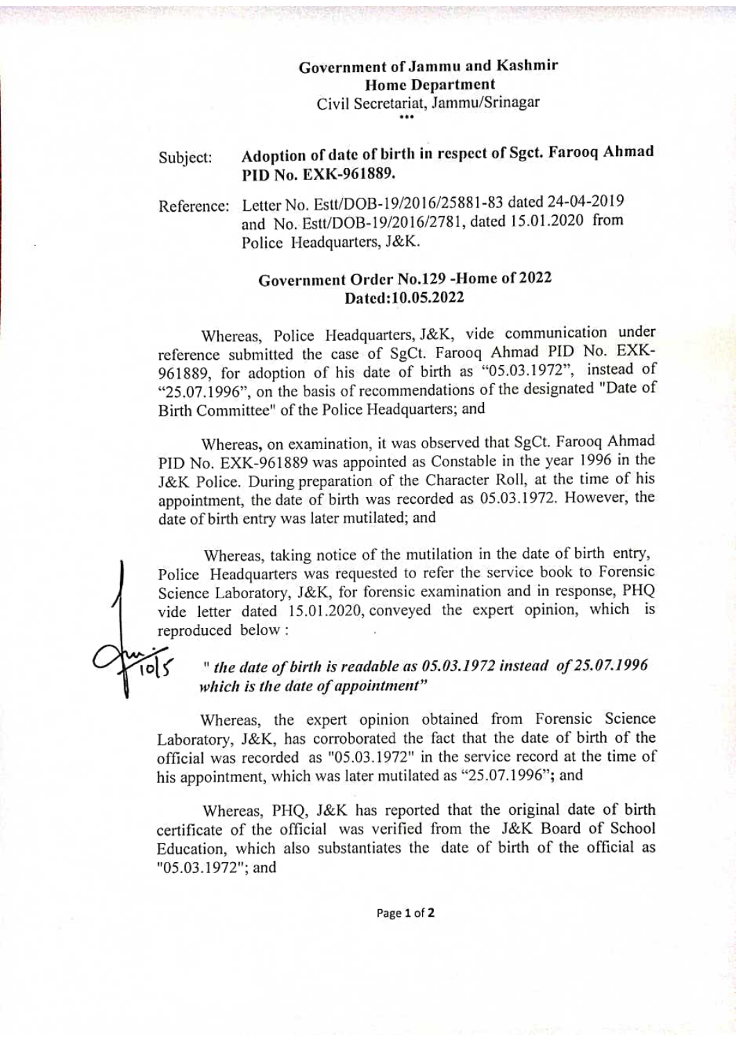**Government of Jammu and Kashmir**
**Home Department**
Civil Secretariat, Jammu/Srinagar

\*\*\*

Subject: **Adoption of date of birth in respect of Sgct. Farooq Ahmad PID No. EXK-961889.**

Reference: Letter No. Estt/DOB-19/2016/25881-83 dated 24-04-2019 and No. Estt/DOB-19/2016/2781, dated 15.01.2020 from Police Headquarters, J&K.

**Government Order No.129 -Home of 2022**
**Dated:10.05.2022**

Whereas, Police Headquarters, J&K, vide communication under reference submitted the case of SgCt. Farooq Ahmad PID No. EXK-961889, for adoption of his date of birth as "05.03.1972", instead of "25.07.1996", on the basis of recommendations of the designated "Date of Birth Committee" of the Police Headquarters; and

Whereas, on examination, it was observed that SgCt. Farooq Ahmad PID No. EXK-961889 was appointed as Constable in the year 1996 in the J&K Police. During preparation of the Character Roll, at the time of his appointment, the date of birth was recorded as 05.03.1972. However, the date of birth entry was later mutilated; and

Whereas, taking notice of the mutilation in the date of birth entry, Police Headquarters was requested to refer the service book to Forensic Science Laboratory, J&K, for forensic examination and in response, PHQ vide letter dated 15.01.2020, conveyed the expert opinion, which is reproduced below :

***" the date of birth is readable as 05.03.1972 instead of 25.07.1996 which is the date of appointment"***

Whereas, the expert opinion obtained from Forensic Science Laboratory, J&K, has corroborated the fact that the date of birth of the official was recorded as "05.03.1972" in the service record at the time of his appointment, which was later mutilated as "25.07.1996"**;** and

Whereas, PHQ, J&K has reported that the original date of birth certificate of the official was verified from the J&K Board of School Education, which also substantiates the date of birth of the official as "05.03.1972"; and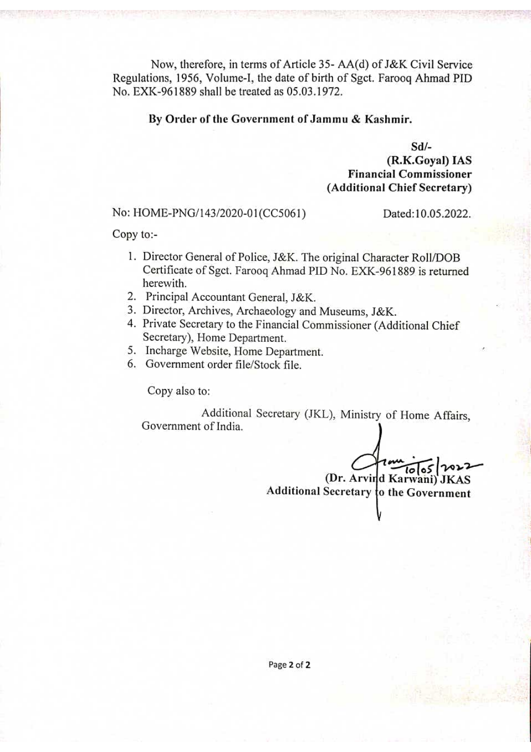Now, therefore, in terms of Article 35- AA(d) of J&K Civil Service Regulations, 1956, Volume-I, the date of birth of Sgct. Farooq Ahmad PID No. EXK-961889 shall be treated as 05.03.1972.

**By Order of the Government of Jammu & Kashmir.**

**Sd/-**
**(R.K.Goyal) IAS**
**Financial Commissioner**
**(Additional Chief Secretary)**

No: HOME-PNG/143/2020-01(CC5061) Dated:10.05.2022.

Copy to:-

1. Director General of Police, J&K. The original Character Roll/DOB Certificate of Sgct. Farooq Ahmad PID No. EXK-961889 is returned herewith.
2. Principal Accountant General, J&K.
3. Director, Archives, Archaeology and Museums, J&K.
4. Private Secretary to the Financial Commissioner (Additional Chief Secretary), Home Department.
5. Incharge Website, Home Department.
6. Government order file/Stock file.

Copy also to:

Additional Secretary (JKL), Ministry of Home Affairs, Government of India.

10/05/2022

**(Dr. Arvind Karwani) JKAS**
**Additional Secretary to the Government**